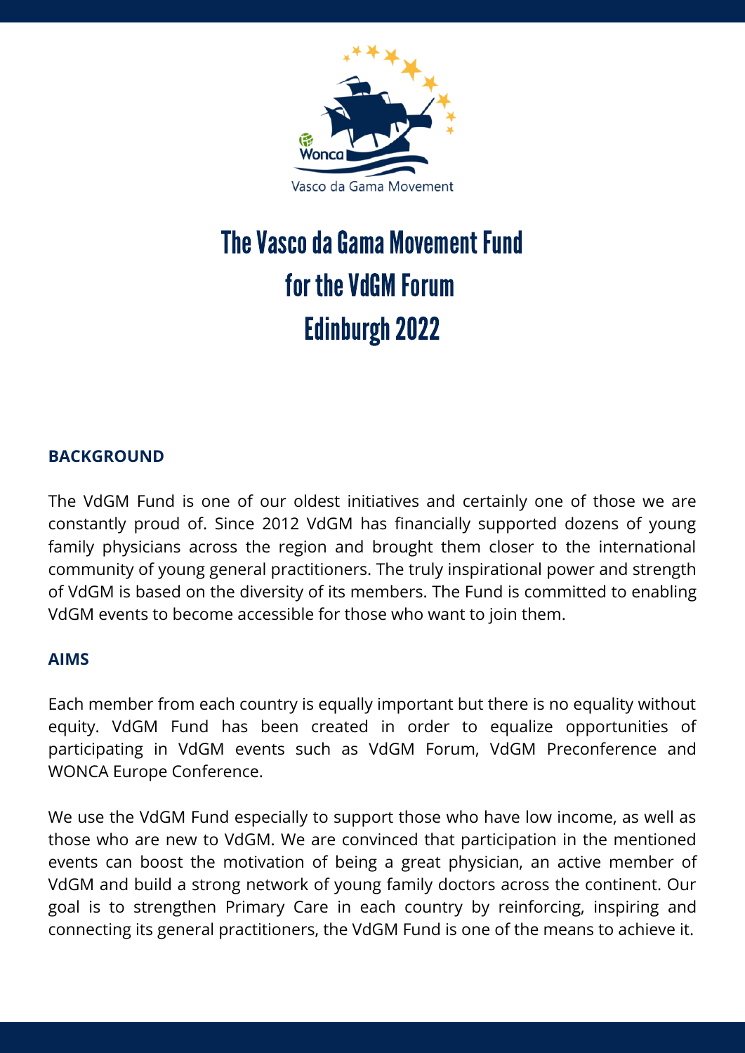# The Vasco da Gama Movement Fund for the VdGM Forum Edinburgh 2022

## BACKGROUND

The VdGM Fund is one of our oldest initiatives and certainly one of those we are constantly proud of. Since 2012 VdGM has financially supported dozens of young family physicians across the region and brought them closer to the international community of young general practitioners. The truly inspirational power and strength of VdGM is based on the diversity of its members. The Fund is committed to enabling VdGM events to become accessible for those who want to join them.

## AIMS

Each member from each country is equally important but there is no equality without equity. VdGM Fund has been created in order to equalize opportunities of participating in VdGM events such as VdGM Forum, VdGM Preconference and WONCA Europe Conference.

We use the VdGM Fund especially to support those who have low income, as well as those who are new to VdGM. We are convinced that participation in the mentioned events can boost the motivation of being a great physician, an active member of VdGM and build a strong network of young family doctors across the continent. Our goal is to strengthen Primary Care in each country by reinforcing, inspiring and connecting its general practitioners, the VdGM Fund is one of the means to achieve it.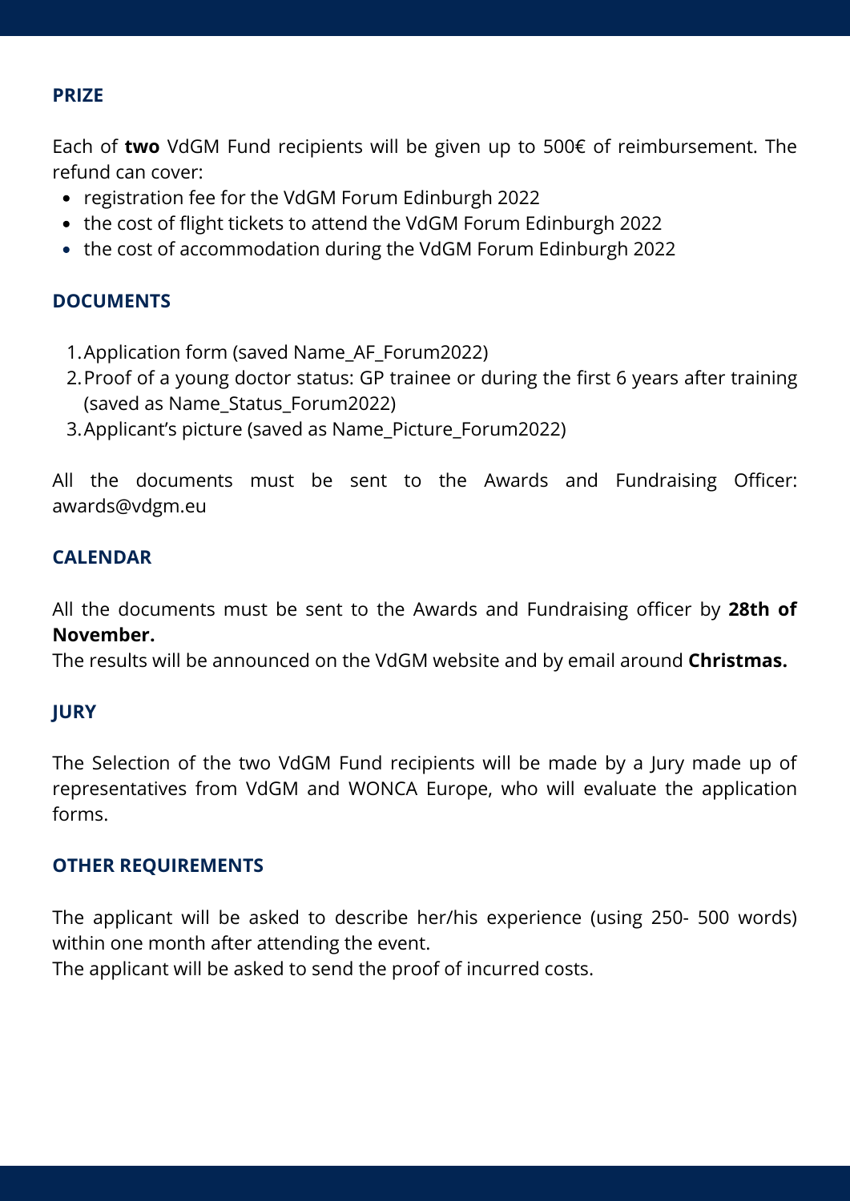## PRIZE

Each of **two** VdGM Fund recipients will be given up to 500€ of reimbursement. The refund can cover:

- registration fee for the VdGM Forum Edinburgh 2022
- the cost of flight tickets to attend the VdGM Forum Edinburgh 2022
- the cost of accommodation during the VdGM Forum Edinburgh 2022

## DOCUMENTS

1. Application form (saved Name_AF_Forum2022)
2. Proof of a young doctor status: GP trainee or during the first 6 years after training (saved as Name_Status_Forum2022)
3. Applicant's picture (saved as Name_Picture_Forum2022)

All the documents must be sent to the Awards and Fundraising Officer: awards@vdgm.eu

## CALENDAR

All the documents must be sent to the Awards and Fundraising officer by **28th of November.**

The results will be announced on the VdGM website and by email around **Christmas.**

## JURY

The Selection of the two VdGM Fund recipients will be made by a Jury made up of representatives from VdGM and WONCA Europe, who will evaluate the application forms.

## OTHER REQUIREMENTS

The applicant will be asked to describe her/his experience (using 250- 500 words) within one month after attending the event.

The applicant will be asked to send the proof of incurred costs.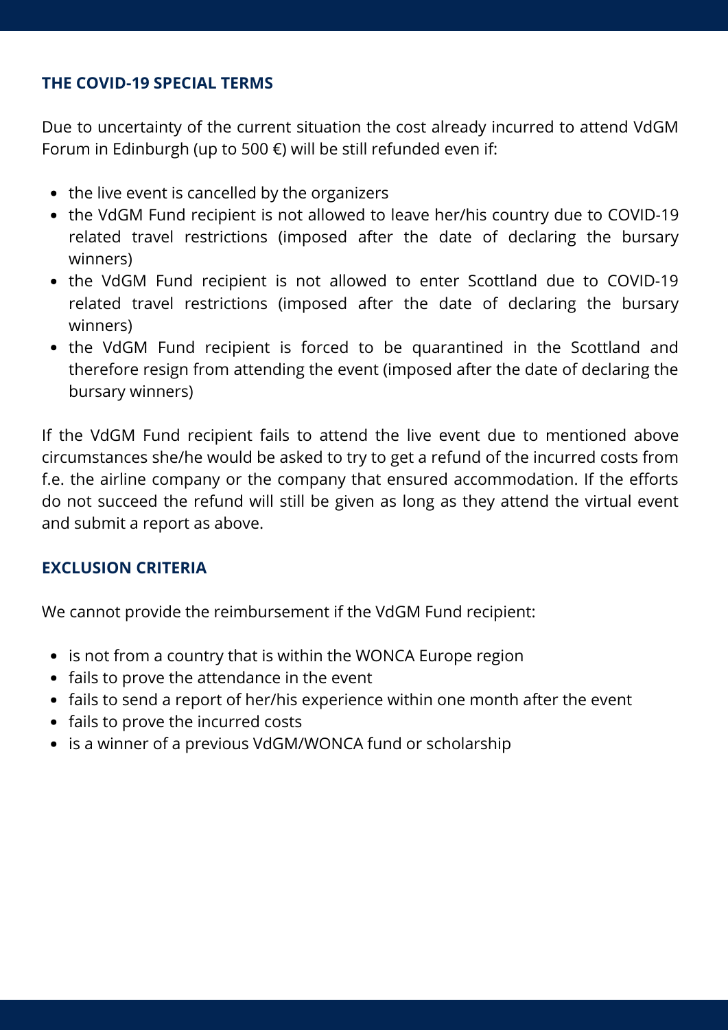### THE COVID-19 SPECIAL TERMS

Due to uncertainty of the current situation the cost already incurred to attend VdGM Forum in Edinburgh (up to 500 €) will be still refunded even if:

- the live event is cancelled by the organizers
- the VdGM Fund recipient is not allowed to leave her/his country due to COVID-19 related travel restrictions (imposed after the date of declaring the bursary winners)
- the VdGM Fund recipient is not allowed to enter Scotland due to COVID-19 related travel restrictions (imposed after the date of declaring the bursary winners)
- the VdGM Fund recipient is forced to be quarantined in the Scotland and therefore resign from attending the event (imposed after the date of declaring the bursary winners)

If the VdGM Fund recipient fails to attend the live event due to mentioned above circumstances she/he would be asked to try to get a refund of the incurred costs from f.e. the airline company or the company that ensured accommodation. If the efforts do not succeed the refund will still be given as long as they attend the virtual event and submit a report as above.

### EXCLUSION CRITERIA

We cannot provide the reimbursement if the VdGM Fund recipient:

- is not from a country that is within the WONCA Europe region
- fails to prove the attendance in the event
- fails to send a report of her/his experience within one month after the event
- fails to prove the incurred costs
- is a winner of a previous VdGM/WONCA fund or scholarship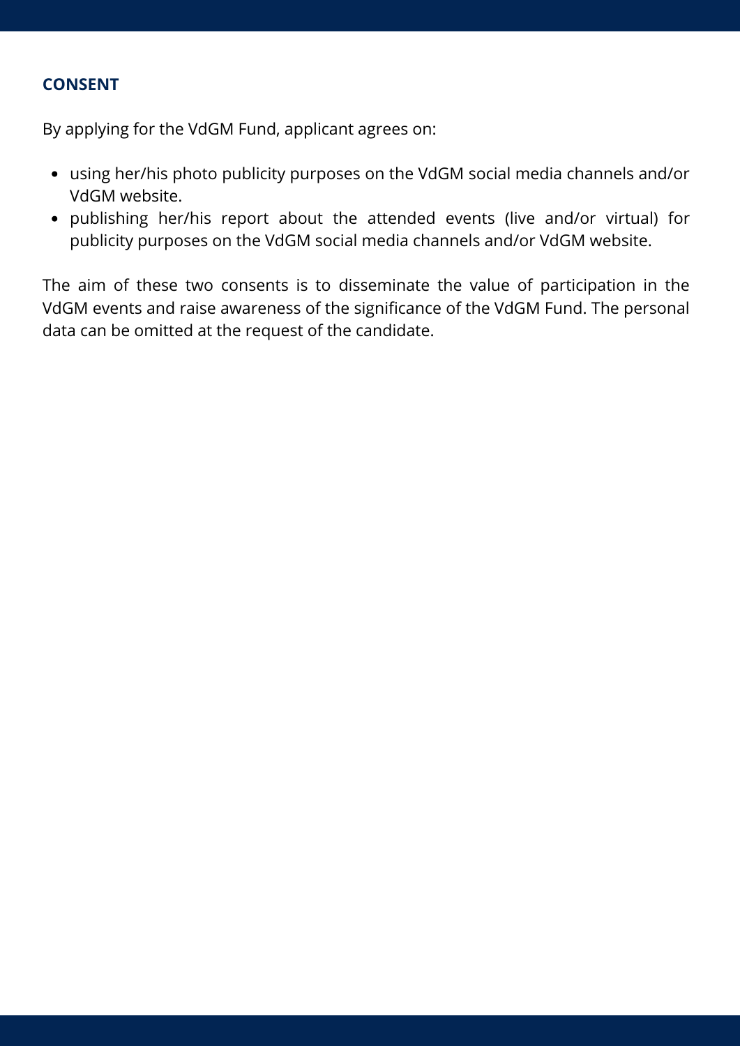## CONSENT

By applying for the VdGM Fund, applicant agrees on:

- using her/his photo publicity purposes on the VdGM social media channels and/or VdGM website.
- publishing her/his report about the attended events (live and/or virtual) for publicity purposes on the VdGM social media channels and/or VdGM website.

The aim of these two consents is to disseminate the value of participation in the VdGM events and raise awareness of the significance of the VdGM Fund. The personal data can be omitted at the request of the candidate.